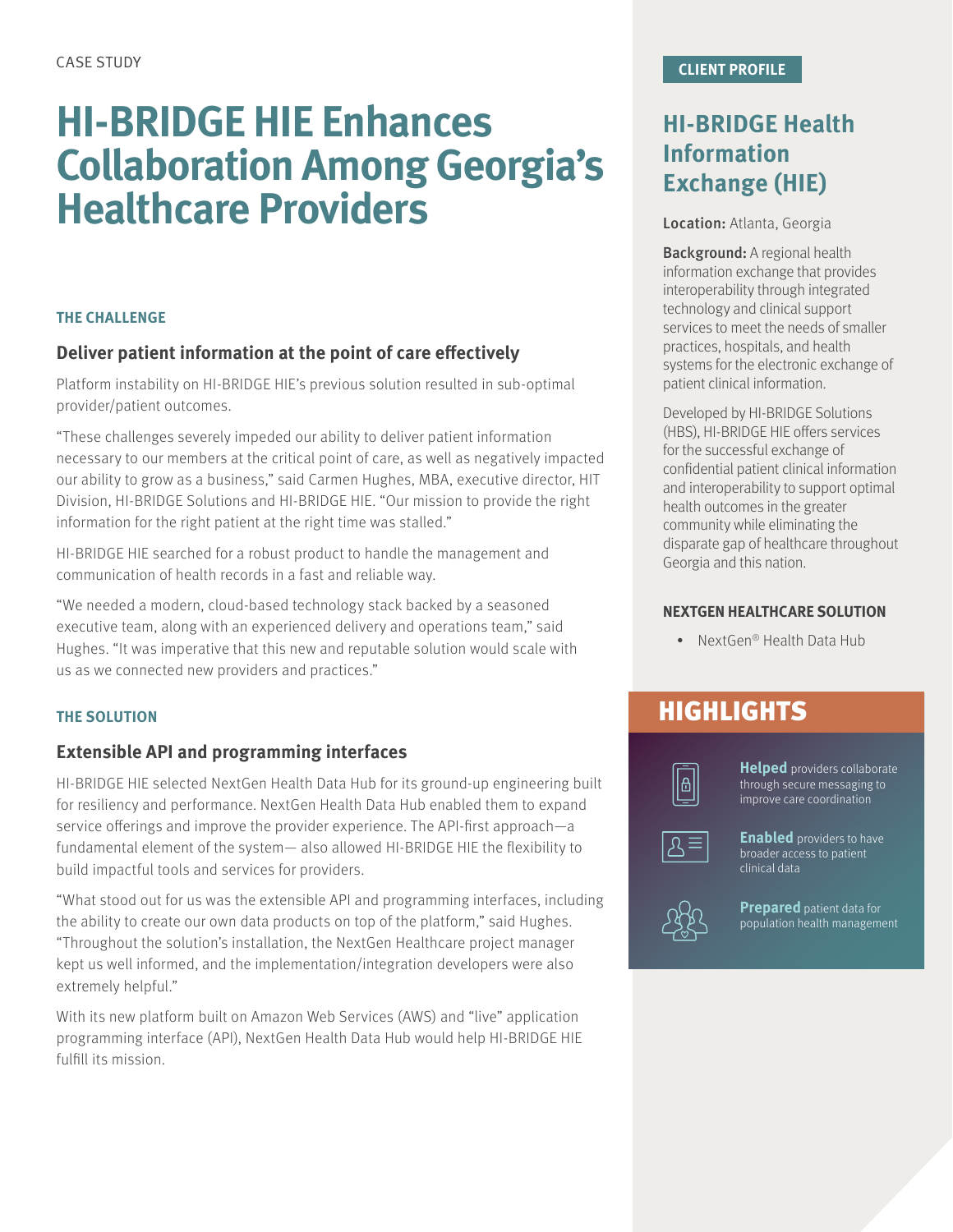CASE STUDY

# HI-BRIDGE HIE Enhances Collaboration Among Georgia's Healthcare Providers

### THE CHALLENGE

## Deliver patient information at the point of care effectively

Platform instability on HI-BRIDGE HIE's previous solution resulted in sub-optimal provider/patient outcomes.

"These challenges severely impeded our ability to deliver patient information necessary to our members at the critical point of care, as well as negatively impacted our ability to grow as a business," said Carmen Hughes, MBA, executive director, HIT Division, HI-BRIDGE Solutions and HI-BRIDGE HIE. "Our mission to provide the right information for the right patient at the right time was stalled."

HI-BRIDGE HIE searched for a robust product to handle the management and communication of health records in a fast and reliable way.

"We needed a modern, cloud-based technology stack backed by a seasoned executive team, along with an experienced delivery and operations team," said Hughes. "It was imperative that this new and reputable solution would scale with us as we connected new providers and practices."

### THE SOLUTION

## Extensible API and programming interfaces

HI-BRIDGE HIE selected NextGen Health Data Hub for its ground-up engineering built for resiliency and performance. NextGen Health Data Hub enabled them to expand service offerings and improve the provider experience. The API-first approach—a fundamental element of the system— also allowed HI-BRIDGE HIE the flexibility to build impactful tools and services for providers.

"What stood out for us was the extensible API and programming interfaces, including the ability to create our own data products on top of the platform," said Hughes. "Throughout the solution's installation, the NextGen Healthcare project manager kept us well informed, and the implementation/integration developers were also extremely helpful."

With its new platform built on Amazon Web Services (AWS) and "live" application programming interface (API), NextGen Health Data Hub would help HI-BRIDGE HIE fulfill its mission.

### CLIENT PROFILE

## HI-BRIDGE Health Information Exchange (HIE)

**Location:** Atlanta, Georgia

**Background:** A regional health information exchange that provides interoperability through integrated technology and clinical support services to meet the needs of smaller practices, hospitals, and health systems for the electronic exchange of patient clinical information.

Developed by HI-BRIDGE Solutions (HBS), HI-BRIDGE HIE offers services for the successful exchange of confidential patient clinical information and interoperability to support optimal health outcomes in the greater community while eliminating the disparate gap of healthcare throughout Georgia and this nation.

### NEXTGEN HEALTHCARE SOLUTION

- NextGen® Health Data Hub

## HIGHLIGHTS

**Helped** providers collaborate through secure messaging to improve care coordination

**Enabled** providers to have broader access to patient clinical data

**Prepared** patient data for population health management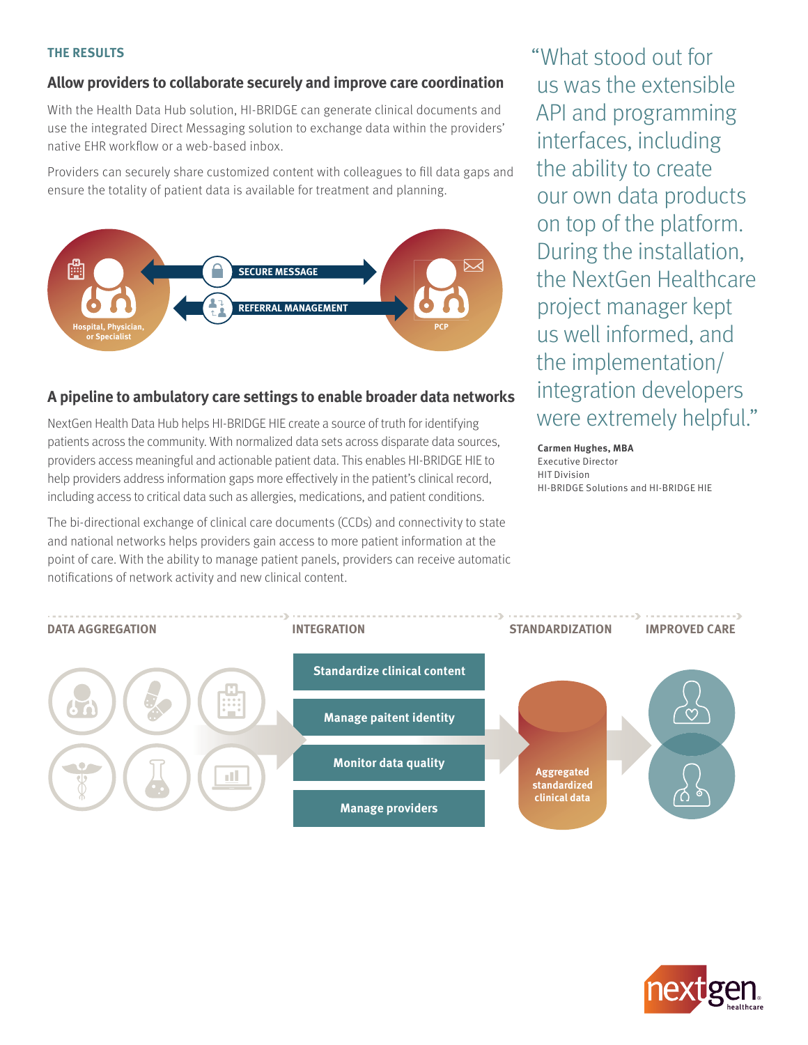## THE RESULTS

### Allow providers to collaborate securely and improve care coordination

With the Health Data Hub solution, HI-BRIDGE can generate clinical documents and use the integrated Direct Messaging solution to exchange data within the providers' native EHR workflow or a web-based inbox.

Providers can securely share customized content with colleagues to fill data gaps and ensure the totality of patient data is available for treatment and planning.

Hospital, Physician, or Specialist

SECURE MESSAGE

REFERRAL MANAGEMENT

PCP

### A pipeline to ambulatory care settings to enable broader data networks

NextGen Health Data Hub helps HI-BRIDGE HIE create a source of truth for identifying patients across the community. With normalized data sets across disparate data sources, providers access meaningful and actionable patient data. This enables HI-BRIDGE HIE to help providers address information gaps more effectively in the patient's clinical record, including access to critical data such as allergies, medications, and patient conditions.

The bi-directional exchange of clinical care documents (CCDs) and connectivity to state and national networks helps providers gain access to more patient information at the point of care. With the ability to manage patient panels, providers can receive automatic notifications of network activity and new clinical content.

> "What stood out for us was the extensible API and programming interfaces, including the ability to create our own data products on top of the platform. During the installation, the NextGen Healthcare project manager kept us well informed, and the implementation/integration developers were extremely helpful."

**Carmen Hughes, MBA**
Executive Director
HIT Division
HI-BRIDGE Solutions and HI-BRIDGE HIE

DATA AGGREGATION → INTEGRATION → STANDARDIZATION → IMPROVED CARE

- Standardize clinical content
- Manage paitent identity
- Monitor data quality
- Manage providers

Aggregated standardized clinical data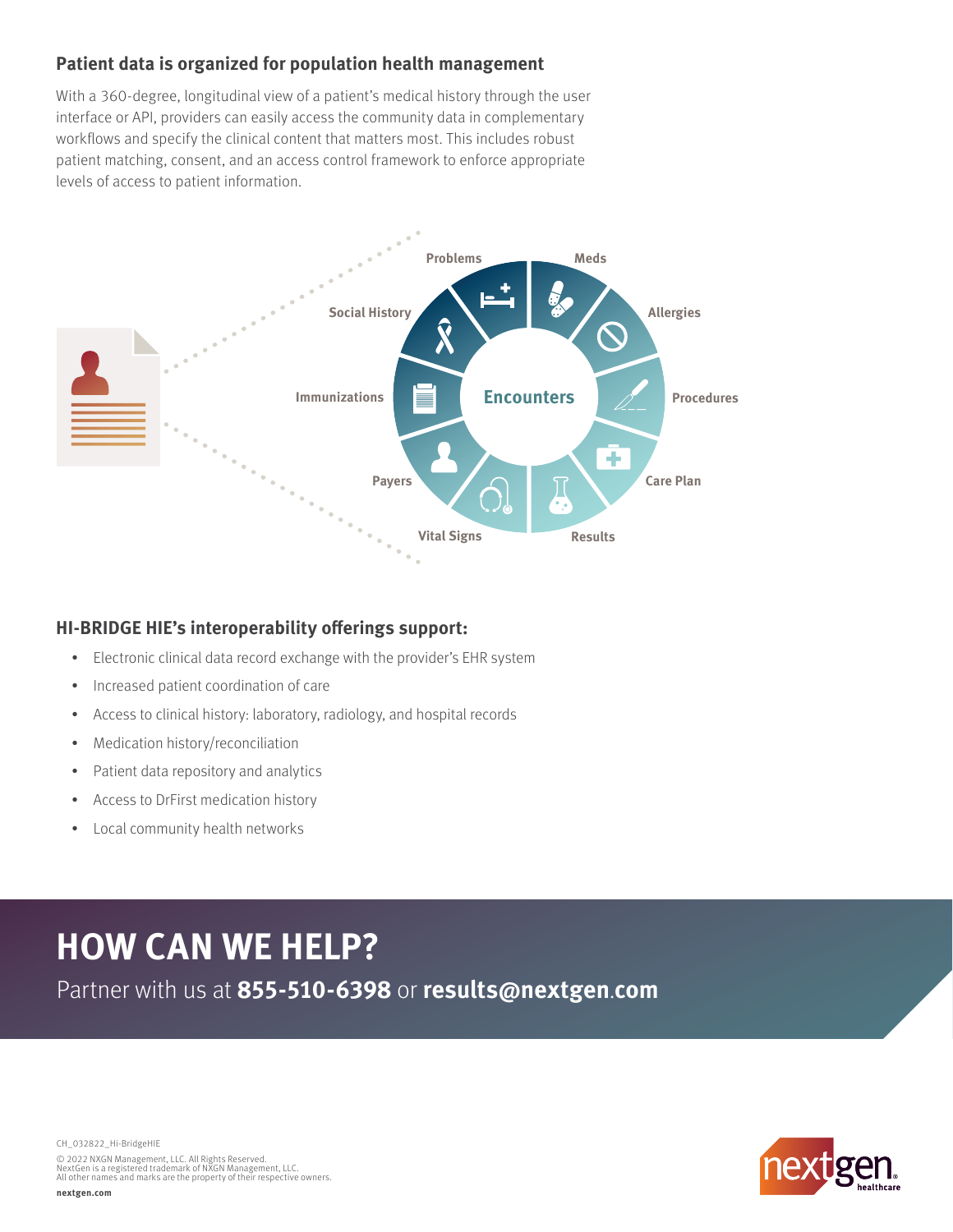## Patient data is organized for population health management

With a 360-degree, longitudinal view of a patient's medical history through the user interface or API, providers can easily access the community data in complementary workflows and specify the clinical content that matters most. This includes robust patient matching, consent, and an access control framework to enforce appropriate levels of access to patient information.

Problems
Meds
Allergies
Social History
Encounters
Immunizations
Procedures
Payers
Care Plan
Vital Signs
Results

## HI-BRIDGE HIE's interoperability offerings support:

- Electronic clinical data record exchange with the provider's EHR system
- Increased patient coordination of care
- Access to clinical history: laboratory, radiology, and hospital records
- Medication history/reconciliation
- Patient data repository and analytics
- Access to DrFirst medication history
- Local community health networks

# HOW CAN WE HELP?

Partner with us at **855-510-6398** or **results@nextgen.com**

CH_032822_Hi-BridgeHIE

© 2022 NXGN Management, LLC. All Rights Reserved.
NextGen is a registered trademark of NXGN Management, LLC.
All other names and marks are the property of their respective owners.

**nextgen.com**